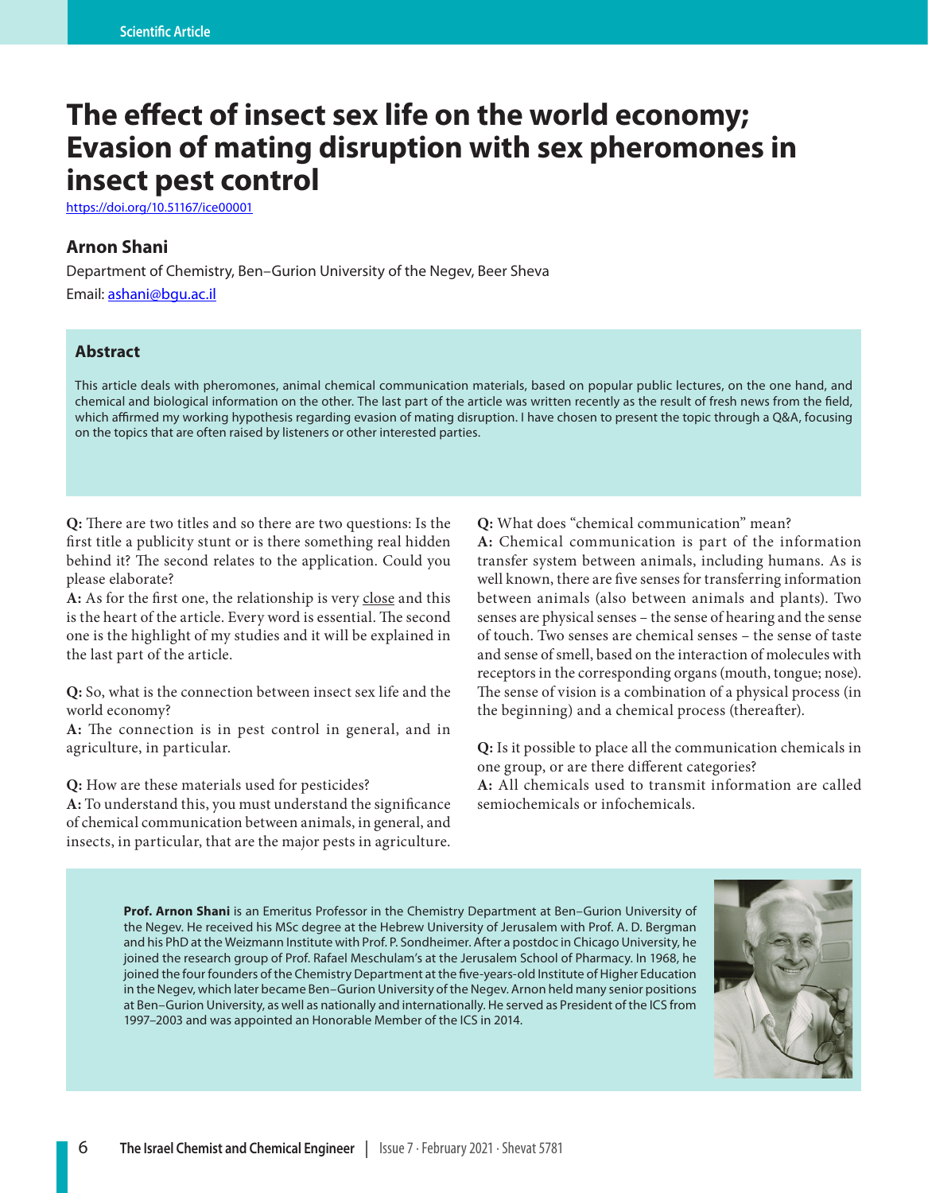Scientific Article

# The effect of insect sex life on the world economy; Evasion of mating disruption with sex pheromones in insect pest control

https://doi.org/10.51167/ice00001

### Arnon Shani

Department of Chemistry, Ben–Gurion University of the Negev, Beer Sheva

Email: ashani@bgu.ac.il

## Abstract

This article deals with pheromones, animal chemical communication materials, based on popular public lectures, on the one hand, and chemical and biological information on the other. The last part of the article was written recently as the result of fresh news from the field, which affirmed my working hypothesis regarding evasion of mating disruption. I have chosen to present the topic through a Q&A, focusing on the topics that are often raised by listeners or other interested parties.

**Q:** There are two titles and so there are two questions: Is the first title a publicity stunt or is there something real hidden behind it? The second relates to the application. Could you please elaborate?

**A:** As for the first one, the relationship is very close and this is the heart of the article. Every word is essential. The second one is the highlight of my studies and it will be explained in the last part of the article.

**Q:** So, what is the connection between insect sex life and the world economy?

**A:** The connection is in pest control in general, and in agriculture, in particular.

**Q:** How are these materials used for pesticides?

**A:** To understand this, you must understand the significance of chemical communication between animals, in general, and insects, in particular, that are the major pests in agriculture.

**Q:** What does "chemical communication" mean?

**A:** Chemical communication is part of the information transfer system between animals, including humans. As is well known, there are five senses for transferring information between animals (also between animals and plants). Two senses are physical senses – the sense of hearing and the sense of touch. Two senses are chemical senses – the sense of taste and sense of smell, based on the interaction of molecules with receptors in the corresponding organs (mouth, tongue; nose). The sense of vision is a combination of a physical process (in the beginning) and a chemical process (thereafter).

**Q:** Is it possible to place all the communication chemicals in one group, or are there different categories?

**A:** All chemicals used to transmit information are called semiochemicals or infochemicals.

**Prof. Arnon Shani** is an Emeritus Professor in the Chemistry Department at Ben–Gurion University of the Negev. He received his MSc degree at the Hebrew University of Jerusalem with Prof. A. D. Bergman and his PhD at the Weizmann Institute with Prof. P. Sondheimer. After a postdoc in Chicago University, he joined the research group of Prof. Rafael Meschulam's at the Jerusalem School of Pharmacy. In 1968, he joined the four founders of the Chemistry Department at the five-years-old Institute of Higher Education in the Negev, which later became Ben–Gurion University of the Negev. Arnon held many senior positions at Ben–Gurion University, as well as nationally and internationally. He served as President of the ICS from 1997–2003 and was appointed an Honorable Member of the ICS in 2014.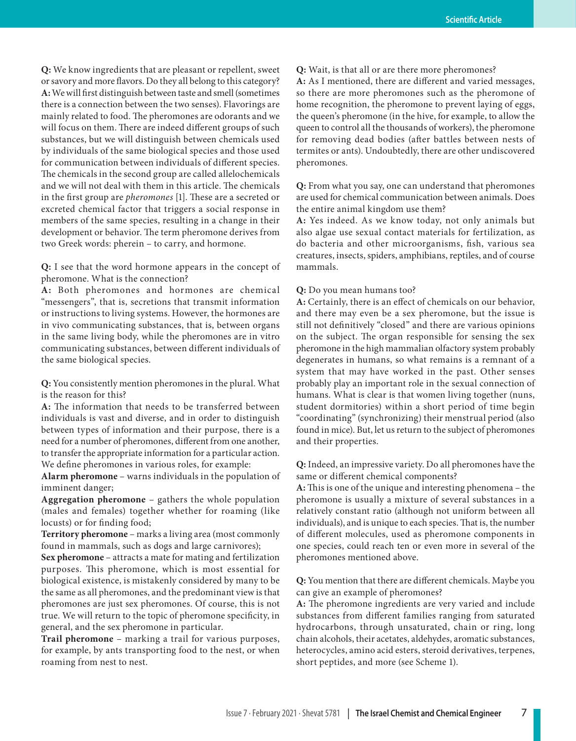**Q:** We know ingredients that are pleasant or repellent, sweet or savory and more flavors. Do they all belong to this category?
**A:** We will first distinguish between taste and smell (sometimes there is a connection between the two senses). Flavorings are mainly related to food. The pheromones are odorants and we will focus on them. There are indeed different groups of such substances, but we will distinguish between chemicals used by individuals of the same biological species and those used for communication between individuals of different species. The chemicals in the second group are called allelochemicals and we will not deal with them in this article. The chemicals in the first group are *pheromones* [1]. These are a secreted or excreted chemical factor that triggers a social response in members of the same species, resulting in a change in their development or behavior. The term pheromone derives from two Greek words: pherein – to carry, and hormone.

**Q:** I see that the word hormone appears in the concept of pheromone. What is the connection?
**A:** Both pheromones and hormones are chemical "messengers", that is, secretions that transmit information or instructions to living systems. However, the hormones are in vivo communicating substances, that is, between organs in the same living body, while the pheromones are in vitro communicating substances, between different individuals of the same biological species.

**Q:** You consistently mention pheromones in the plural. What is the reason for this?
**A:** The information that needs to be transferred between individuals is vast and diverse, and in order to distinguish between types of information and their purpose, there is a need for a number of pheromones, different from one another, to transfer the appropriate information for a particular action. We define pheromones in various roles, for example:
**Alarm pheromone** – warns individuals in the population of imminent danger;
**Aggregation pheromone** – gathers the whole population (males and females) together whether for roaming (like locusts) or for finding food;
**Territory pheromone** – marks a living area (most commonly found in mammals, such as dogs and large carnivores);
**Sex pheromone** – attracts a mate for mating and fertilization purposes. This pheromone, which is most essential for biological existence, is mistakenly considered by many to be the same as all pheromones, and the predominant view is that pheromones are just sex pheromones. Of course, this is not true. We will return to the topic of pheromone specificity, in general, and the sex pheromone in particular.
**Trail pheromone** – marking a trail for various purposes, for example, by ants transporting food to the nest, or when roaming from nest to nest.

**Q:** Wait, is that all or are there more pheromones?
**A:** As I mentioned, there are different and varied messages, so there are more pheromones such as the pheromone of home recognition, the pheromone to prevent laying of eggs, the queen's pheromone (in the hive, for example, to allow the queen to control all the thousands of workers), the pheromone for removing dead bodies (after battles between nests of termites or ants). Undoubtedly, there are other undiscovered pheromones.

**Q:** From what you say, one can understand that pheromones are used for chemical communication between animals. Does the entire animal kingdom use them?
**A:** Yes indeed. As we know today, not only animals but also algae use sexual contact materials for fertilization, as do bacteria and other microorganisms, fish, various sea creatures, insects, spiders, amphibians, reptiles, and of course mammals.

**Q:** Do you mean humans too?
**A:** Certainly, there is an effect of chemicals on our behavior, and there may even be a sex pheromone, but the issue is still not definitively "closed" and there are various opinions on the subject. The organ responsible for sensing the sex pheromone in the high mammalian olfactory system probably degenerates in humans, so what remains is a remnant of a system that may have worked in the past. Other senses probably play an important role in the sexual connection of humans. What is clear is that women living together (nuns, student dormitories) within a short period of time begin "coordinating" (synchronizing) their menstrual period (also found in mice). But, let us return to the subject of pheromones and their properties.

**Q:** Indeed, an impressive variety. Do all pheromones have the same or different chemical components?
**A:** This is one of the unique and interesting phenomena – the pheromone is usually a mixture of several substances in a relatively constant ratio (although not uniform between all individuals), and is unique to each species. That is, the number of different molecules, used as pheromone components in one species, could reach ten or even more in several of the pheromones mentioned above.

**Q:** You mention that there are different chemicals. Maybe you can give an example of pheromones?
**A:** The pheromone ingredients are very varied and include substances from different families ranging from saturated hydrocarbons, through unsaturated, chain or ring, long chain alcohols, their acetates, aldehydes, aromatic substances, heterocycles, amino acid esters, steroid derivatives, terpenes, short peptides, and more (see Scheme 1).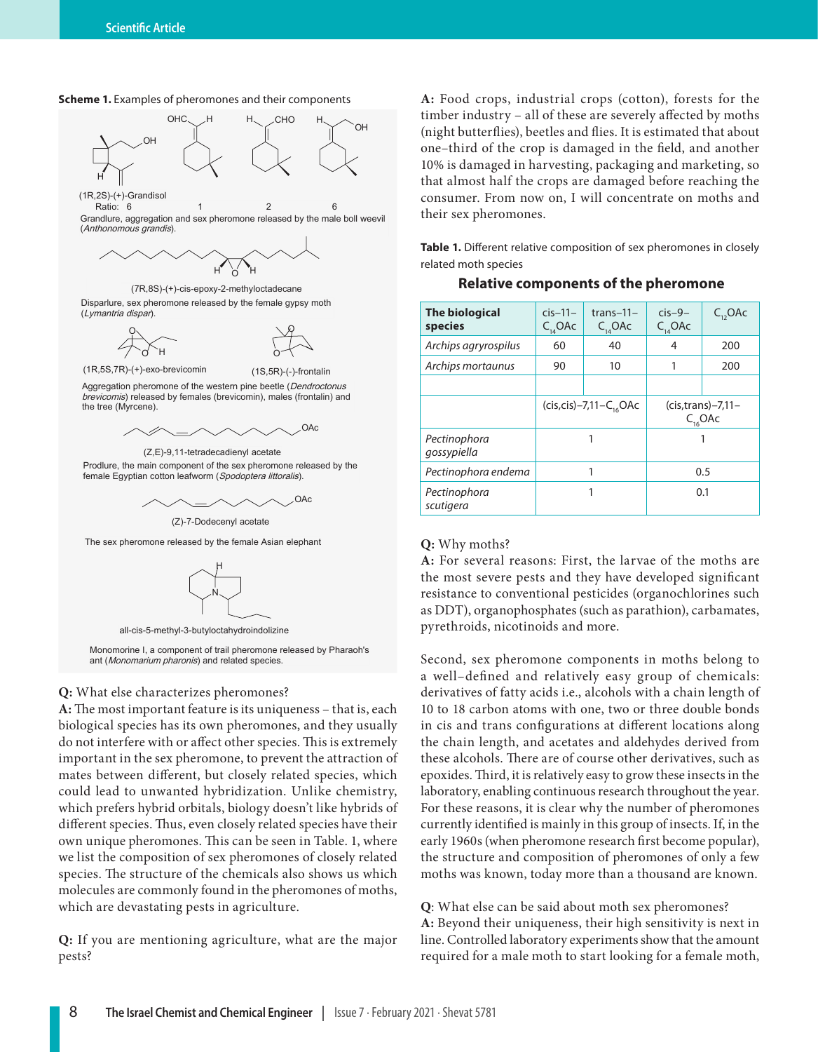**Scheme 1.** Examples of pheromones and their components

(1R,2S)-(+)-Grandisol

Ratio: 6 1 2 6

Grandlure, aggregation and sex pheromone released by the male boll weevil (*Anthonomous grandis*).

(7R,8S)-(+)-cis-epoxy-2-methyloctadecane

Disparlure, sex pheromone released by the female gypsy moth (*Lymantria dispar*).

(1R,5S,7R)-(+)-exo-brevicomin (1S,5R)-(-)-frontalin

Aggregation pheromone of the western pine beetle (*Dendroctonus brevicomis*) released by females (brevicomin), males (frontalin) and the tree (Myrcene).

(Z,E)-9,11-tetradecadienyl acetate

Prodlure, the main component of the sex pheromone released by the female Egyptian cotton leafworm (*Spodoptera littoralis*).

(Z)-7-Dodecenyl acetate

The sex pheromone released by the female Asian elephant

all-cis-5-methyl-3-butyloctahydroindolizine

Monomorine I, a component of trail pheromone released by Pharaoh's ant (*Monomarium pharonis*) and related species.

**Q:** What else characterizes pheromones?
**A:** The most important feature is its uniqueness – that is, each biological species has its own pheromones, and they usually do not interfere with or affect other species. This is extremely important in the sex pheromone, to prevent the attraction of mates between different, but closely related species, which could lead to unwanted hybridization. Unlike chemistry, which prefers hybrid orbitals, biology doesn't like hybrids of different species. Thus, even closely related species have their own unique pheromones. This can be seen in Table. 1, where we list the composition of sex pheromones of closely related species. The structure of the chemicals also shows us which molecules are commonly found in the pheromones of moths, which are devastating pests in agriculture.

**Q:** If you are mentioning agriculture, what are the major pests?
**A:** Food crops, industrial crops (cotton), forests for the timber industry – all of these are severely affected by moths (night butterflies), beetles and flies. It is estimated that about one–third of the crop is damaged in the field, and another 10% is damaged in harvesting, packaging and marketing, so that almost half the crops are damaged before reaching the consumer. From now on, I will concentrate on moths and their sex pheromones.

**Table 1.** Different relative composition of sex pheromones in closely related moth species

**Relative components of the pheromone**

| The biological species | cis–11–$C_{14}$OAc | trans–11–$C_{14}$OAc | cis–9–$C_{14}$OAc | $C_{12}$OAc |
|---|---|---|---|---|
| *Archips agryrospilus* | 60 | 40 | 4 | 200 |
| *Archips mortaunus* | 90 | 10 | 1 | 200 |
| | | | | |
| | (cis,cis)–7,11–$C_{16}$OAc | | (cis,trans)–7,11–$C_{16}$OAc | |
| *Pectinophora gossypiella* | 1 | | 1 | |
| *Pectinophora endema* | 1 | | 0.5 | |
| *Pectinophora scutigera* | 1 | | 0.1 | |

**Q:** Why moths?
**A:** For several reasons: First, the larvae of the moths are the most severe pests and they have developed significant resistance to conventional pesticides (organochlorines such as DDT), organophosphates (such as parathion), carbamates, pyrethroids, nicotinoids and more.

Second, sex pheromone components in moths belong to a well–defined and relatively easy group of chemicals: derivatives of fatty acids i.e., alcohols with a chain length of 10 to 18 carbon atoms with one, two or three double bonds in cis and trans configurations at different locations along the chain length, and acetates and aldehydes derived from these alcohols. There are of course other derivatives, such as epoxides. Third, it is relatively easy to grow these insects in the laboratory, enabling continuous research throughout the year. For these reasons, it is clear why the number of pheromones currently identified is mainly in this group of insects. If, in the early 1960s (when pheromone research first become popular), the structure and composition of pheromones of only a few moths was known, today more than a thousand are known.

**Q**: What else can be said about moth sex pheromones?
**A:** Beyond their uniqueness, their high sensitivity is next in line. Controlled laboratory experiments show that the amount required for a male moth to start looking for a female moth,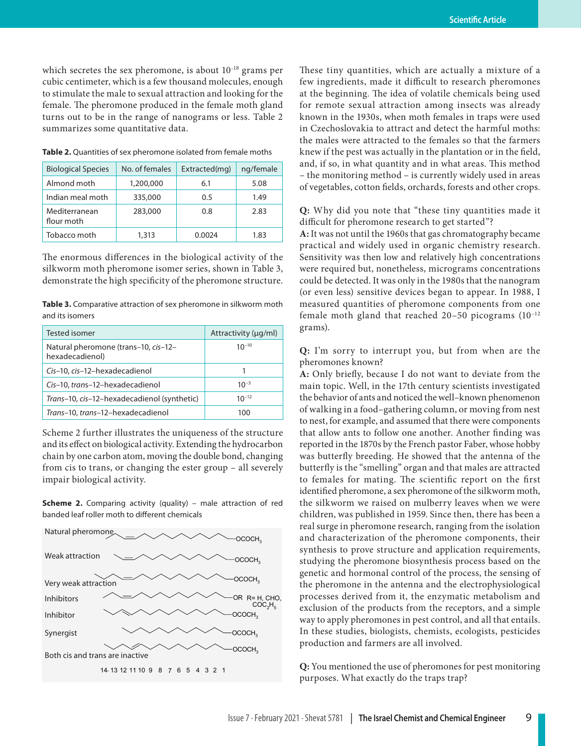which secretes the sex pheromone, is about $10^{-18}$ grams per cubic centimeter, which is a few thousand molecules, enough to stimulate the male to sexual attraction and looking for the female. The pheromone produced in the female moth gland turns out to be in the range of nanograms or less. Table 2 summarizes some quantitative data.

**Table 2.** Quantities of sex pheromone isolated from female moths

| Biological Species | No. of females | Extracted(mg) | ng/female |
|---|---|---|---|
| Almond moth | 1,200,000 | 6.1 | 5.08 |
| Indian meal moth | 335,000 | 0.5 | 1.49 |
| Mediterranean flour moth | 283,000 | 0.8 | 2.83 |
| Tobacco moth | 1,313 | 0.0024 | 1.83 |

The enormous differences in the biological activity of the silkworm moth pheromone isomer series, shown in Table 3, demonstrate the high specificity of the pheromone structure.

**Table 3.** Comparative attraction of sex pheromone in silkworm moth and its isomers

| Tested isomer | Attractivity (μg/ml) |
|---|---|
| Natural pheromone (trans–10, *cis*–12–hexadecadienol) | $10^{-10}$ |
| *Cis*–10, *cis*–12–hexadecadienol | 1 |
| *Cis*–10, *trans*–12–hexadecadienol | $10^{-3}$ |
| *Trans*–10, *cis*–12–hexadecadienol (synthetic) | $10^{-12}$ |
| *Trans*–10, *trans*–12–hexadecadienol | 100 |

Scheme 2 further illustrates the uniqueness of the structure and its effect on biological activity. Extending the hydrocarbon chain by one carbon atom, moving the double bond, changing from cis to trans, or changing the ester group – all severely impair biological activity.

**Scheme 2.** Comparing activity (quality) – male attraction of red banded leaf roller moth to different chemicals

Natural pheronome — $OCOCH_3$

Weak attraction — $OCOCH_3$

Very weak attraction — $OCOCH_3$

Inhibitors — OR R= H, CHO, $COC_2H_5$

Inhibitor — $OCOCH_3$

Synergist — $OCOCH_3$

Both cis and trans are inactive — $OCOCH_3$

14 13 12 11 10 9 8 7 6 5 4 3 2 1

These tiny quantities, which are actually a mixture of a few ingredients, made it difficult to research pheromones at the beginning. The idea of volatile chemicals being used for remote sexual attraction among insects was already known in the 1930s, when moth females in traps were used in Czechoslovakia to attract and detect the harmful moths: the males were attracted to the females so that the farmers knew if the pest was actually in the plantation or in the field, and, if so, in what quantity and in what areas. This method – the monitoring method – is currently widely used in areas of vegetables, cotton fields, orchards, forests and other crops.

**Q:** Why did you note that "these tiny quantities made it difficult for pheromone research to get started"?
**A:** It was not until the 1960s that gas chromatography became practical and widely used in organic chemistry research. Sensitivity was then low and relatively high concentrations were required but, nonetheless, micrograms concentrations could be detected. It was only in the 1980s that the nanogram (or even less) sensitive devices began to appear. In 1988, I measured quantities of pheromone components from one female moth gland that reached 20–50 picograms ($10^{-12}$ grams).

**Q:** I'm sorry to interrupt you, but from when are the pheromones known?
**A:** Only briefly, because I do not want to deviate from the main topic. Well, in the 17th century scientists investigated the behavior of ants and noticed the well–known phenomenon of walking in a food–gathering column, or moving from nest to nest, for example, and assumed that there were components that allow ants to follow one another. Another finding was reported in the 1870s by the French pastor Faber, whose hobby was butterfly breeding. He showed that the antenna of the butterfly is the "smelling" organ and that males are attracted to females for mating. The scientific report on the first identified pheromone, a sex pheromone of the silkworm moth, the silkworm we raised on mulberry leaves when we were children, was published in 1959. Since then, there has been a real surge in pheromone research, ranging from the isolation and characterization of the pheromone components, their synthesis to prove structure and application requirements, studying the pheromone biosynthesis process based on the genetic and hormonal control of the process, the sensing of the pheromone in the antenna and the electrophysiological processes derived from it, the enzymatic metabolism and exclusion of the products from the receptors, and a simple way to apply pheromones in pest control, and all that entails. In these studies, biologists, chemists, ecologists, pesticides production and farmers are all involved.

**Q:** You mentioned the use of pheromones for pest monitoring purposes. What exactly do the traps trap?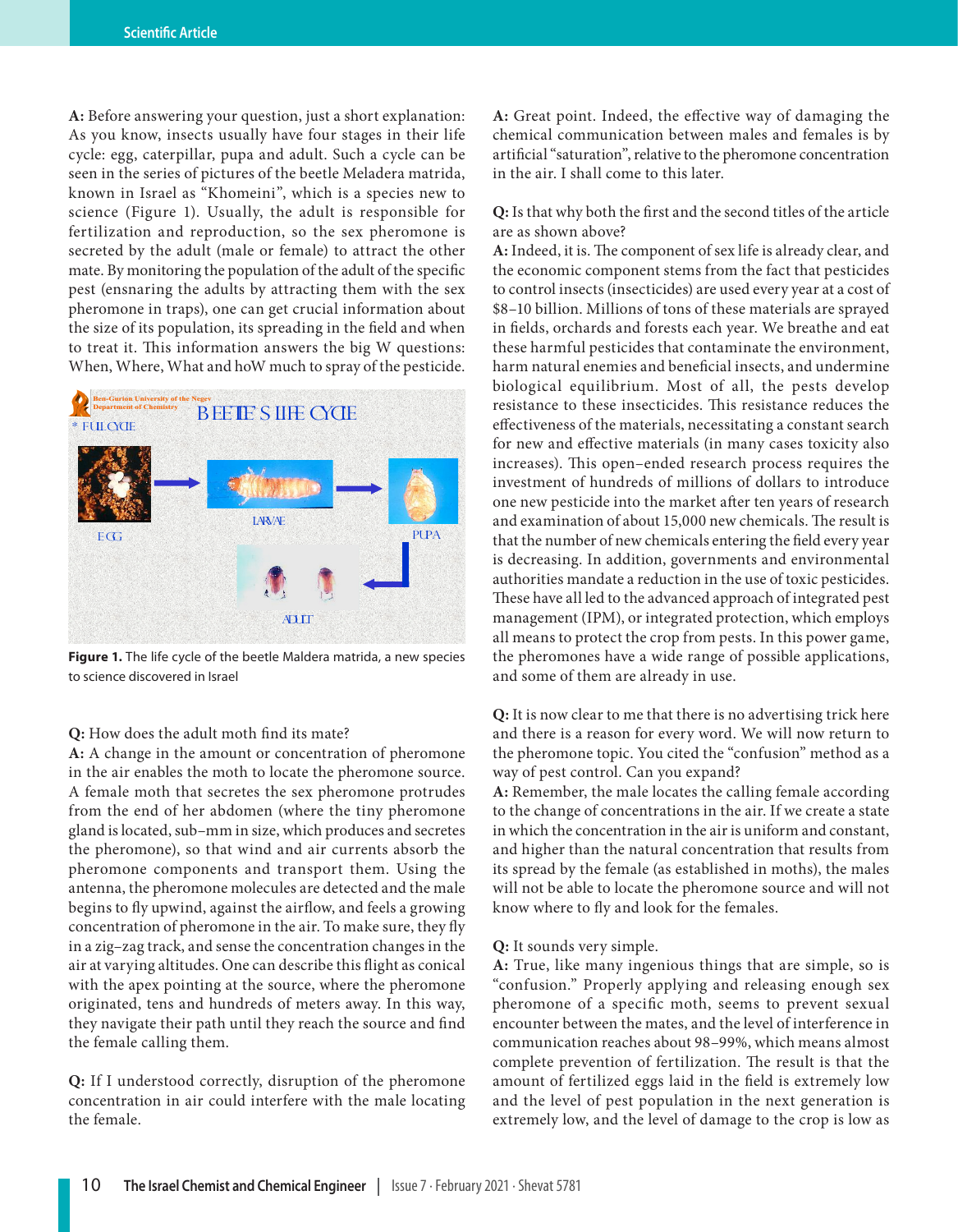**A:** Before answering your question, just a short explanation: As you know, insects usually have four stages in their life cycle: egg, caterpillar, pupa and adult. Such a cycle can be seen in the series of pictures of the beetle Meladera matrida, known in Israel as "Khomeini", which is a species new to science (Figure 1). Usually, the adult is responsible for fertilization and reproduction, so the sex pheromone is secreted by the adult (male or female) to attract the other mate. By monitoring the population of the adult of the specific pest (ensnaring the adults by attracting them with the sex pheromone in traps), one can get crucial information about the size of its population, its spreading in the field and when to treat it. This information answers the big W questions: When, Where, What and hoW much to spray of the pesticide.

**Figure 1.** The life cycle of the beetle Maldera matrida, a new species to science discovered in Israel

**Q:** How does the adult moth find its mate?

**A:** A change in the amount or concentration of pheromone in the air enables the moth to locate the pheromone source. A female moth that secretes the sex pheromone protrudes from the end of her abdomen (where the tiny pheromone gland is located, sub–mm in size, which produces and secretes the pheromone), so that wind and air currents absorb the pheromone components and transport them. Using the antenna, the pheromone molecules are detected and the male begins to fly upwind, against the airflow, and feels a growing concentration of pheromone in the air. To make sure, they fly in a zig–zag track, and sense the concentration changes in the air at varying altitudes. One can describe this flight as conical with the apex pointing at the source, where the pheromone originated, tens and hundreds of meters away. In this way, they navigate their path until they reach the source and find the female calling them.

**Q:** If I understood correctly, disruption of the pheromone concentration in air could interfere with the male locating the female.

**A:** Great point. Indeed, the effective way of damaging the chemical communication between males and females is by artificial "saturation", relative to the pheromone concentration in the air. I shall come to this later.

**Q:** Is that why both the first and the second titles of the article are as shown above?

**A:** Indeed, it is. The component of sex life is already clear, and the economic component stems from the fact that pesticides to control insects (insecticides) are used every year at a cost of $8–10 billion. Millions of tons of these materials are sprayed in fields, orchards and forests each year. We breathe and eat these harmful pesticides that contaminate the environment, harm natural enemies and beneficial insects, and undermine biological equilibrium. Most of all, the pests develop resistance to these insecticides. This resistance reduces the effectiveness of the materials, necessitating a constant search for new and effective materials (in many cases toxicity also increases). This open–ended research process requires the investment of hundreds of millions of dollars to introduce one new pesticide into the market after ten years of research and examination of about 15,000 new chemicals. The result is that the number of new chemicals entering the field every year is decreasing. In addition, governments and environmental authorities mandate a reduction in the use of toxic pesticides. These have all led to the advanced approach of integrated pest management (IPM), or integrated protection, which employs all means to protect the crop from pests. In this power game, the pheromones have a wide range of possible applications, and some of them are already in use.

**Q:** It is now clear to me that there is no advertising trick here and there is a reason for every word. We will now return to the pheromone topic. You cited the "confusion" method as a way of pest control. Can you expand?

**A:** Remember, the male locates the calling female according to the change of concentrations in the air. If we create a state in which the concentration in the air is uniform and constant, and higher than the natural concentration that results from its spread by the female (as established in moths), the males will not be able to locate the pheromone source and will not know where to fly and look for the females.

**Q:** It sounds very simple.

**A:** True, like many ingenious things that are simple, so is "confusion." Properly applying and releasing enough sex pheromone of a specific moth, seems to prevent sexual encounter between the mates, and the level of interference in communication reaches about 98–99%, which means almost complete prevention of fertilization. The result is that the amount of fertilized eggs laid in the field is extremely low and the level of pest population in the next generation is extremely low, and the level of damage to the crop is low as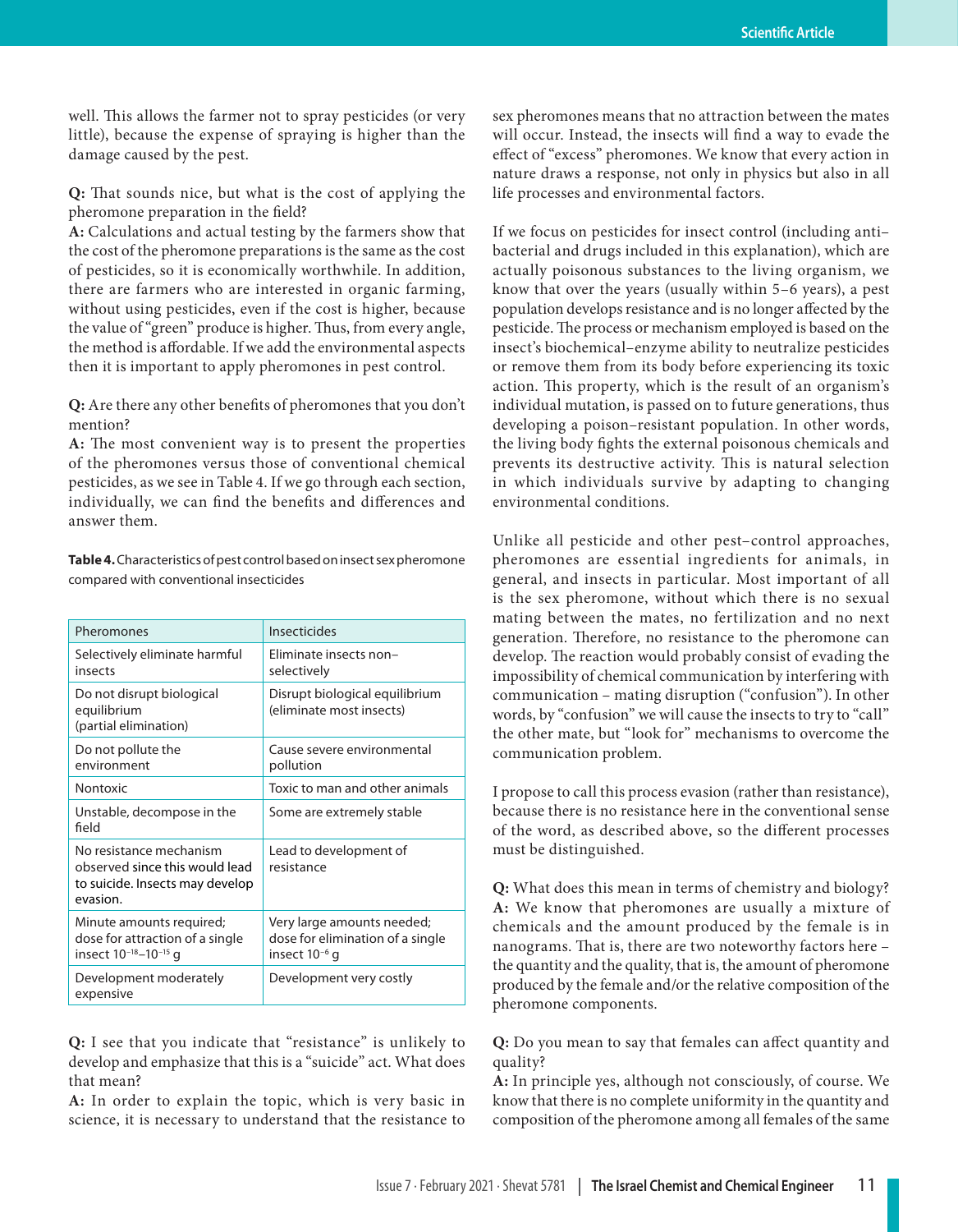well. This allows the farmer not to spray pesticides (or very little), because the expense of spraying is higher than the damage caused by the pest.

**Q:** That sounds nice, but what is the cost of applying the pheromone preparation in the field?
**A:** Calculations and actual testing by the farmers show that the cost of the pheromone preparations is the same as the cost of pesticides, so it is economically worthwhile. In addition, there are farmers who are interested in organic farming, without using pesticides, even if the cost is higher, because the value of "green" produce is higher. Thus, from every angle, the method is affordable. If we add the environmental aspects then it is important to apply pheromones in pest control.

**Q:** Are there any other benefits of pheromones that you don't mention?
**A:** The most convenient way is to present the properties of the pheromones versus those of conventional chemical pesticides, as we see in Table 4. If we go through each section, individually, we can find the benefits and differences and answer them.

**Table 4.** Characteristics of pest control based on insect sex pheromone compared with conventional insecticides

| Pheromones | Insecticides |
|---|---|
| Selectively eliminate harmful insects | Eliminate insects non–selectively |
| Do not disrupt biological equilibrium (partial elimination) | Disrupt biological equilibrium (eliminate most insects) |
| Do not pollute the environment | Cause severe environmental pollution |
| Nontoxic | Toxic to man and other animals |
| Unstable, decompose in the field | Some are extremely stable |
| No resistance mechanism observed since this would lead to suicide. Insects may develop evasion. | Lead to development of resistance |
| Minute amounts required; dose for attraction of a single insect $10^{-18}$–$10^{-15}$ g | Very large amounts needed; dose for elimination of a single insect $10^{-6}$ g |
| Development moderately expensive | Development very costly |

**Q:** I see that you indicate that "resistance" is unlikely to develop and emphasize that this is a "suicide" act. What does that mean?
**A:** In order to explain the topic, which is very basic in science, it is necessary to understand that the resistance to sex pheromones means that no attraction between the mates will occur. Instead, the insects will find a way to evade the effect of "excess" pheromones. We know that every action in nature draws a response, not only in physics but also in all life processes and environmental factors.

If we focus on pesticides for insect control (including anti–bacterial and drugs included in this explanation), which are actually poisonous substances to the living organism, we know that over the years (usually within 5–6 years), a pest population develops resistance and is no longer affected by the pesticide. The process or mechanism employed is based on the insect's biochemical–enzyme ability to neutralize pesticides or remove them from its body before experiencing its toxic action. This property, which is the result of an organism's individual mutation, is passed on to future generations, thus developing a poison–resistant population. In other words, the living body fights the external poisonous chemicals and prevents its destructive activity. This is natural selection in which individuals survive by adapting to changing environmental conditions.

Unlike all pesticide and other pest–control approaches, pheromones are essential ingredients for animals, in general, and insects in particular. Most important of all is the sex pheromone, without which there is no sexual mating between the mates, no fertilization and no next generation. Therefore, no resistance to the pheromone can develop. The reaction would probably consist of evading the impossibility of chemical communication by interfering with communication – mating disruption ("confusion"). In other words, by "confusion" we will cause the insects to try to "call" the other mate, but "look for" mechanisms to overcome the communication problem.

I propose to call this process evasion (rather than resistance), because there is no resistance here in the conventional sense of the word, as described above, so the different processes must be distinguished.

**Q:** What does this mean in terms of chemistry and biology?
**A:** We know that pheromones are usually a mixture of chemicals and the amount produced by the female is in nanograms. That is, there are two noteworthy factors here – the quantity and the quality, that is, the amount of pheromone produced by the female and/or the relative composition of the pheromone components.

**Q:** Do you mean to say that females can affect quantity and quality?
**A:** In principle yes, although not consciously, of course. We know that there is no complete uniformity in the quantity and composition of the pheromone among all females of the same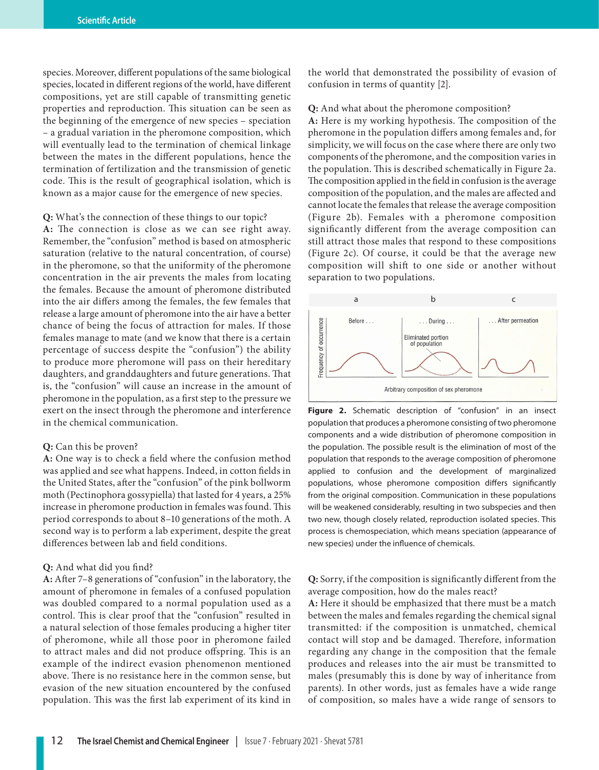species. Moreover, different populations of the same biological species, located in different regions of the world, have different compositions, yet are still capable of transmitting genetic properties and reproduction. This situation can be seen as the beginning of the emergence of new species – speciation – a gradual variation in the pheromone composition, which will eventually lead to the termination of chemical linkage between the mates in the different populations, hence the termination of fertilization and the transmission of genetic code. This is the result of geographical isolation, which is known as a major cause for the emergence of new species.

**Q:** What's the connection of these things to our topic?
**A:** The connection is close as we can see right away. Remember, the "confusion" method is based on atmospheric saturation (relative to the natural concentration, of course) in the pheromone, so that the uniformity of the pheromone concentration in the air prevents the males from locating the females. Because the amount of pheromone distributed into the air differs among the females, the few females that release a large amount of pheromone into the air have a better chance of being the focus of attraction for males. If those females manage to mate (and we know that there is a certain percentage of success despite the "confusion") the ability to produce more pheromone will pass on their hereditary daughters, and granddaughters and future generations. That is, the "confusion" will cause an increase in the amount of pheromone in the population, as a first step to the pressure we exert on the insect through the pheromone and interference in the chemical communication.

**Q:** Can this be proven?
**A:** One way is to check a field where the confusion method was applied and see what happens. Indeed, in cotton fields in the United States, after the "confusion" of the pink bollworm moth (Pectinophora gossypiella) that lasted for 4 years, a 25% increase in pheromone production in females was found. This period corresponds to about 8–10 generations of the moth. A second way is to perform a lab experiment, despite the great differences between lab and field conditions.

**Q:** And what did you find?
**A:** After 7–8 generations of "confusion" in the laboratory, the amount of pheromone in females of a confused population was doubled compared to a normal population used as a control. This is clear proof that the "confusion" resulted in a natural selection of those females producing a higher titer of pheromone, while all those poor in pheromone failed to attract males and did not produce offspring. This is an example of the indirect evasion phenomenon mentioned above. There is no resistance here in the common sense, but evasion of the new situation encountered by the confused population. This was the first lab experiment of its kind in the world that demonstrated the possibility of evasion of confusion in terms of quantity [2].

**Q:** And what about the pheromone composition?
**A:** Here is my working hypothesis. The composition of the pheromone in the population differs among females and, for simplicity, we will focus on the case where there are only two components of the pheromone, and the composition varies in the population. This is described schematically in Figure 2a. The composition applied in the field in confusion is the average composition of the population, and the males are affected and cannot locate the females that release the average composition (Figure 2b). Females with a pheromone composition significantly different from the average composition can still attract those males that respond to these compositions (Figure 2c). Of course, it could be that the average new composition will shift to one side or another without separation to two populations.

**Figure 2.** Schematic description of "confusion" in an insect population that produces a pheromone consisting of two pheromone components and a wide distribution of pheromone composition in the population. The possible result is the elimination of most of the population that responds to the average composition of pheromone applied to confusion and the development of marginalized populations, whose pheromone composition differs significantly from the original composition. Communication in these populations will be weakened considerably, resulting in two subspecies and then two new, though closely related, reproduction isolated species. This process is chemospeciation, which means speciation (appearance of new species) under the influence of chemicals.

**Q:** Sorry, if the composition is significantly different from the average composition, how do the males react?
**A:** Here it should be emphasized that there must be a match between the males and females regarding the chemical signal transmitted: if the composition is unmatched, chemical contact will stop and be damaged. Therefore, information regarding any change in the composition that the female produces and releases into the air must be transmitted to males (presumably this is done by way of inheritance from parents). In other words, just as females have a wide range of composition, so males have a wide range of sensors to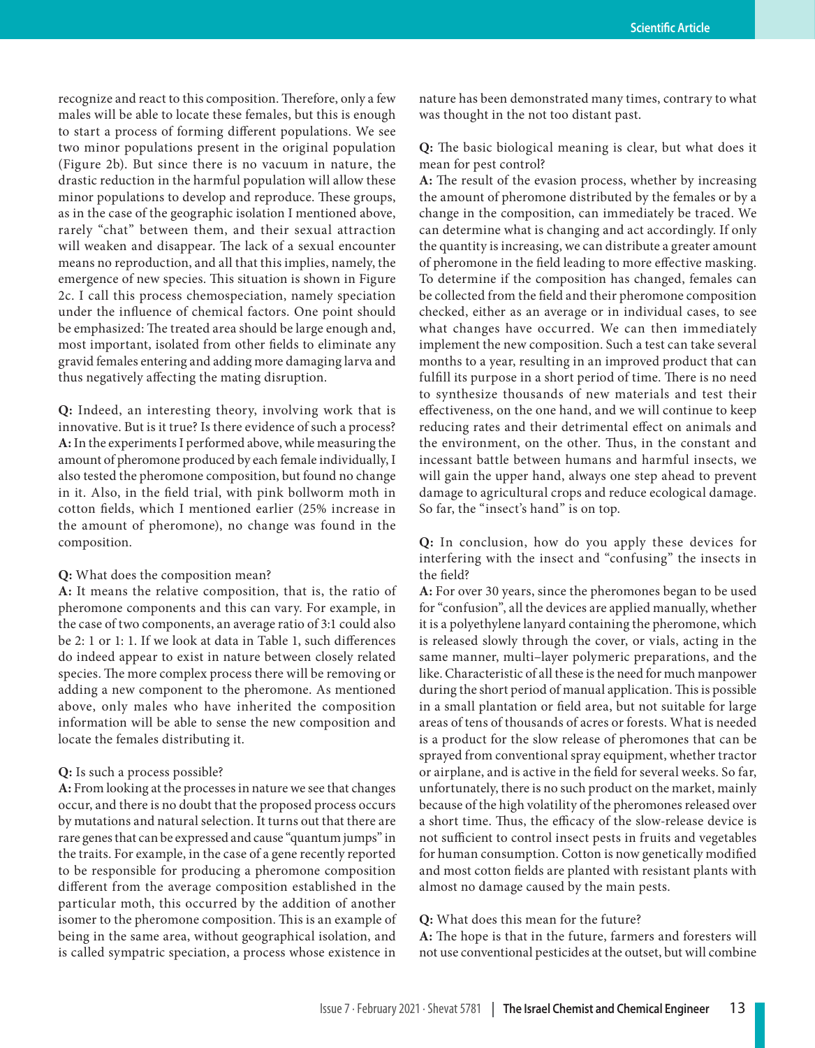recognize and react to this composition. Therefore, only a few males will be able to locate these females, but this is enough to start a process of forming different populations. We see two minor populations present in the original population (Figure 2b). But since there is no vacuum in nature, the drastic reduction in the harmful population will allow these minor populations to develop and reproduce. These groups, as in the case of the geographic isolation I mentioned above, rarely "chat" between them, and their sexual attraction will weaken and disappear. The lack of a sexual encounter means no reproduction, and all that this implies, namely, the emergence of new species. This situation is shown in Figure 2c. I call this process chemospeciation, namely speciation under the influence of chemical factors. One point should be emphasized: The treated area should be large enough and, most important, isolated from other fields to eliminate any gravid females entering and adding more damaging larva and thus negatively affecting the mating disruption.

**Q:** Indeed, an interesting theory, involving work that is innovative. But is it true? Is there evidence of such a process?
**A:** In the experiments I performed above, while measuring the amount of pheromone produced by each female individually, I also tested the pheromone composition, but found no change in it. Also, in the field trial, with pink bollworm moth in cotton fields, which I mentioned earlier (25% increase in the amount of pheromone), no change was found in the composition.

**Q:** What does the composition mean?
**A:** It means the relative composition, that is, the ratio of pheromone components and this can vary. For example, in the case of two components, an average ratio of 3:1 could also be 2: 1 or 1: 1. If we look at data in Table 1, such differences do indeed appear to exist in nature between closely related species. The more complex process there will be removing or adding a new component to the pheromone. As mentioned above, only males who have inherited the composition information will be able to sense the new composition and locate the females distributing it.

**Q:** Is such a process possible?
**A:** From looking at the processes in nature we see that changes occur, and there is no doubt that the proposed process occurs by mutations and natural selection. It turns out that there are rare genes that can be expressed and cause "quantum jumps" in the traits. For example, in the case of a gene recently reported to be responsible for producing a pheromone composition different from the average composition established in the particular moth, this occurred by the addition of another isomer to the pheromone composition. This is an example of being in the same area, without geographical isolation, and is called sympatric speciation, a process whose existence in nature has been demonstrated many times, contrary to what was thought in the not too distant past.

**Q:** The basic biological meaning is clear, but what does it mean for pest control?
**A:** The result of the evasion process, whether by increasing the amount of pheromone distributed by the females or by a change in the composition, can immediately be traced. We can determine what is changing and act accordingly. If only the quantity is increasing, we can distribute a greater amount of pheromone in the field leading to more effective masking. To determine if the composition has changed, females can be collected from the field and their pheromone composition checked, either as an average or in individual cases, to see what changes have occurred. We can then immediately implement the new composition. Such a test can take several months to a year, resulting in an improved product that can fulfill its purpose in a short period of time. There is no need to synthesize thousands of new materials and test their effectiveness, on the one hand, and we will continue to keep reducing rates and their detrimental effect on animals and the environment, on the other. Thus, in the constant and incessant battle between humans and harmful insects, we will gain the upper hand, always one step ahead to prevent damage to agricultural crops and reduce ecological damage. So far, the "insect's hand" is on top.

**Q:** In conclusion, how do you apply these devices for interfering with the insect and "confusing" the insects in the field?
**A:** For over 30 years, since the pheromones began to be used for "confusion", all the devices are applied manually, whether it is a polyethylene lanyard containing the pheromone, which is released slowly through the cover, or vials, acting in the same manner, multi–layer polymeric preparations, and the like. Characteristic of all these is the need for much manpower during the short period of manual application. This is possible in a small plantation or field area, but not suitable for large areas of tens of thousands of acres or forests. What is needed is a product for the slow release of pheromones that can be sprayed from conventional spray equipment, whether tractor or airplane, and is active in the field for several weeks. So far, unfortunately, there is no such product on the market, mainly because of the high volatility of the pheromones released over a short time. Thus, the efficacy of the slow-release device is not sufficient to control insect pests in fruits and vegetables for human consumption. Cotton is now genetically modified and most cotton fields are planted with resistant plants with almost no damage caused by the main pests.

**Q:** What does this mean for the future?
**A:** The hope is that in the future, farmers and foresters will not use conventional pesticides at the outset, but will combine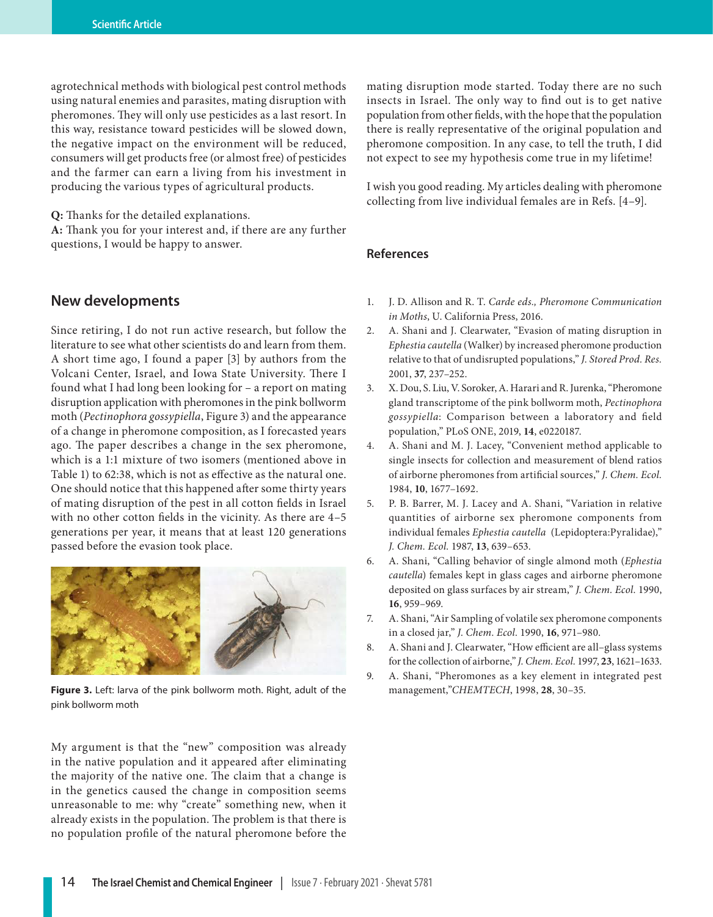agrotechnical methods with biological pest control methods using natural enemies and parasites, mating disruption with pheromones. They will only use pesticides as a last resort. In this way, resistance toward pesticides will be slowed down, the negative impact on the environment will be reduced, consumers will get products free (or almost free) of pesticides and the farmer can earn a living from his investment in producing the various types of agricultural products.

**Q:** Thanks for the detailed explanations.
**A:** Thank you for your interest and, if there are any further questions, I would be happy to answer.

## New developments

Since retiring, I do not run active research, but follow the literature to see what other scientists do and learn from them. A short time ago, I found a paper [3] by authors from the Volcani Center, Israel, and Iowa State University. There I found what I had long been looking for – a report on mating disruption application with pheromones in the pink bollworm moth (*Pectinophora gossypiella*, Figure 3) and the appearance of a change in pheromone composition, as I forecasted years ago. The paper describes a change in the sex pheromone, which is a 1:1 mixture of two isomers (mentioned above in Table 1) to 62:38, which is not as effective as the natural one. One should notice that this happened after some thirty years of mating disruption of the pest in all cotton fields in Israel with no other cotton fields in the vicinity. As there are 4–5 generations per year, it means that at least 120 generations passed before the evasion took place.

**Figure 3.** Left: larva of the pink bollworm moth. Right, adult of the pink bollworm moth

My argument is that the "new" composition was already in the native population and it appeared after eliminating the majority of the native one. The claim that a change is in the genetics caused the change in composition seems unreasonable to me: why "create" something new, when it already exists in the population. The problem is that there is no population profile of the natural pheromone before the mating disruption mode started. Today there are no such insects in Israel. The only way to find out is to get native population from other fields, with the hope that the population there is really representative of the original population and pheromone composition. In any case, to tell the truth, I did not expect to see my hypothesis come true in my lifetime!

I wish you good reading. My articles dealing with pheromone collecting from live individual females are in Refs. [4–9].

## References

1. J. D. Allison and R. T. Carde eds., *Pheromone Communication in Moths*, U. California Press, 2016.
2. A. Shani and J. Clearwater, "Evasion of mating disruption in *Ephestia cautella* (Walker) by increased pheromone production relative to that of undisrupted populations," *J. Stored Prod. Res.* 2001, **37**, 237–252.
3. X. Dou, S. Liu, V. Soroker, A. Harari and R. Jurenka, "Pheromone gland transcriptome of the pink bollworm moth, *Pectinophora gossypiella*: Comparison between a laboratory and field population," PLoS ONE, 2019, **14**, e0220187.
4. A. Shani and M. J. Lacey, "Convenient method applicable to single insects for collection and measurement of blend ratios of airborne pheromones from artificial sources," *J. Chem. Ecol.* 1984, **10**, 1677–1692.
5. P. B. Barrer, M. J. Lacey and A. Shani, "Variation in relative quantities of airborne sex pheromone components from individual females *Ephestia cautella* (Lepidoptera:Pyralidae)," *J. Chem. Ecol.* 1987, **13**, 639–653.
6. A. Shani, "Calling behavior of single almond moth (*Ephestia cautella*) females kept in glass cages and airborne pheromone deposited on glass surfaces by air stream," *J. Chem. Ecol.* 1990, **16**, 959–969.
7. A. Shani, "Air Sampling of volatile sex pheromone components in a closed jar," *J. Chem. Ecol.* 1990, **16**, 971–980.
8. A. Shani and J. Clearwater, "How efficient are all–glass systems for the collection of airborne," *J. Chem. Ecol.* 1997, **23**, 1621–1633.
9. A. Shani, "Pheromones as a key element in integrated pest management,"*CHEMTECH*, 1998, **28**, 30–35.